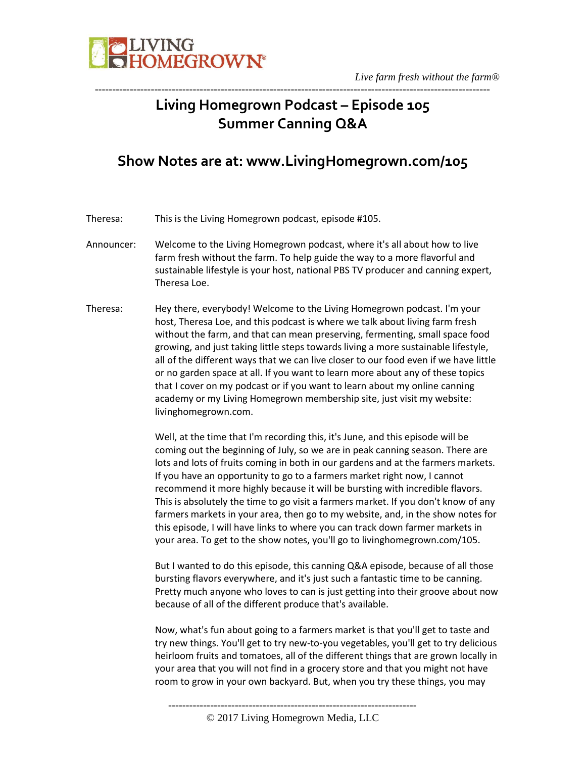# Living Homegrown Podcast – Episode 105
# Summer Canning Q&A

## Show Notes are at: www.LivingHomegrown.com/105

Theresa: This is the Living Homegrown podcast, episode #105.

Announcer: Welcome to the Living Homegrown podcast, where it's all about how to live farm fresh without the farm. To help guide the way to a more flavorful and sustainable lifestyle is your host, national PBS TV producer and canning expert, Theresa Loe.

Theresa: Hey there, everybody! Welcome to the Living Homegrown podcast. I'm your host, Theresa Loe, and this podcast is where we talk about living farm fresh without the farm, and that can mean preserving, fermenting, small space food growing, and just taking little steps towards living a more sustainable lifestyle, all of the different ways that we can live closer to our food even if we have little or no garden space at all. If you want to learn more about any of these topics that I cover on my podcast or if you want to learn about my online canning academy or my Living Homegrown membership site, just visit my website: livinghomegrown.com.

Well, at the time that I'm recording this, it's June, and this episode will be coming out the beginning of July, so we are in peak canning season. There are lots and lots of fruits coming in both in our gardens and at the farmers markets. If you have an opportunity to go to a farmers market right now, I cannot recommend it more highly because it will be bursting with incredible flavors. This is absolutely the time to go visit a farmers market. If you don't know of any farmers markets in your area, then go to my website, and, in the show notes for this episode, I will have links to where you can track down farmer markets in your area. To get to the show notes, you'll go to livinghomegrown.com/105.

But I wanted to do this episode, this canning Q&A episode, because of all those bursting flavors everywhere, and it's just such a fantastic time to be canning. Pretty much anyone who loves to can is just getting into their groove about now because of all of the different produce that's available.

Now, what's fun about going to a farmers market is that you'll get to taste and try new things. You'll get to try new-to-you vegetables, you'll get to try delicious heirloom fruits and tomatoes, all of the different things that are grown locally in your area that you will not find in a grocery store and that you might not have room to grow in your own backyard. But, when you try these things, you may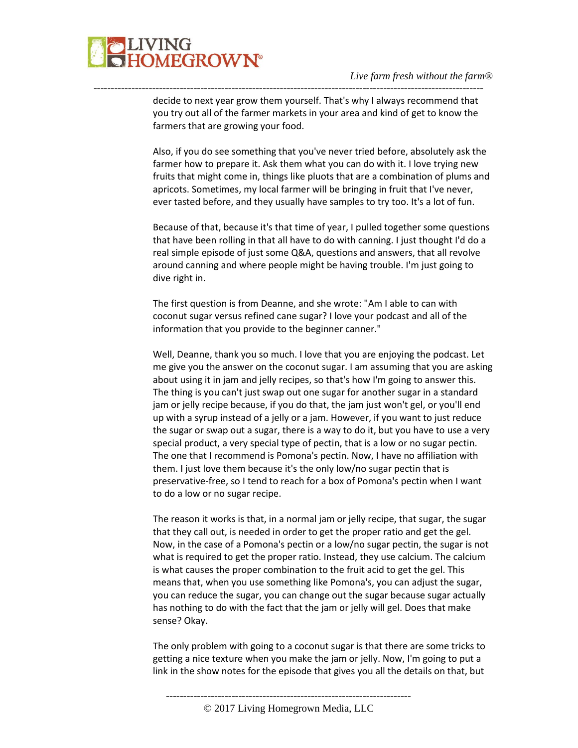decide to next year grow them yourself. That's why I always recommend that you try out all of the farmer markets in your area and kind of get to know the farmers that are growing your food.

Also, if you do see something that you've never tried before, absolutely ask the farmer how to prepare it. Ask them what you can do with it. I love trying new fruits that might come in, things like pluots that are a combination of plums and apricots. Sometimes, my local farmer will be bringing in fruit that I've never, ever tasted before, and they usually have samples to try too. It's a lot of fun.

Because of that, because it's that time of year, I pulled together some questions that have been rolling in that all have to do with canning. I just thought I'd do a real simple episode of just some Q&A, questions and answers, that all revolve around canning and where people might be having trouble. I'm just going to dive right in.

The first question is from Deanne, and she wrote: "Am I able to can with coconut sugar versus refined cane sugar? I love your podcast and all of the information that you provide to the beginner canner."

Well, Deanne, thank you so much. I love that you are enjoying the podcast. Let me give you the answer on the coconut sugar. I am assuming that you are asking about using it in jam and jelly recipes, so that's how I'm going to answer this. The thing is you can't just swap out one sugar for another sugar in a standard jam or jelly recipe because, if you do that, the jam just won't gel, or you'll end up with a syrup instead of a jelly or a jam. However, if you want to just reduce the sugar or swap out a sugar, there is a way to do it, but you have to use a very special product, a very special type of pectin, that is a low or no sugar pectin. The one that I recommend is Pomona's pectin. Now, I have no affiliation with them. I just love them because it's the only low/no sugar pectin that is preservative-free, so I tend to reach for a box of Pomona's pectin when I want to do a low or no sugar recipe.

The reason it works is that, in a normal jam or jelly recipe, that sugar, the sugar that they call out, is needed in order to get the proper ratio and get the gel. Now, in the case of a Pomona's pectin or a low/no sugar pectin, the sugar is not what is required to get the proper ratio. Instead, they use calcium. The calcium is what causes the proper combination to the fruit acid to get the gel. This means that, when you use something like Pomona's, you can adjust the sugar, you can reduce the sugar, you can change out the sugar because sugar actually has nothing to do with the fact that the jam or jelly will gel. Does that make sense? Okay.

The only problem with going to a coconut sugar is that there are some tricks to getting a nice texture when you make the jam or jelly. Now, I'm going to put a link in the show notes for the episode that gives you all the details on that, but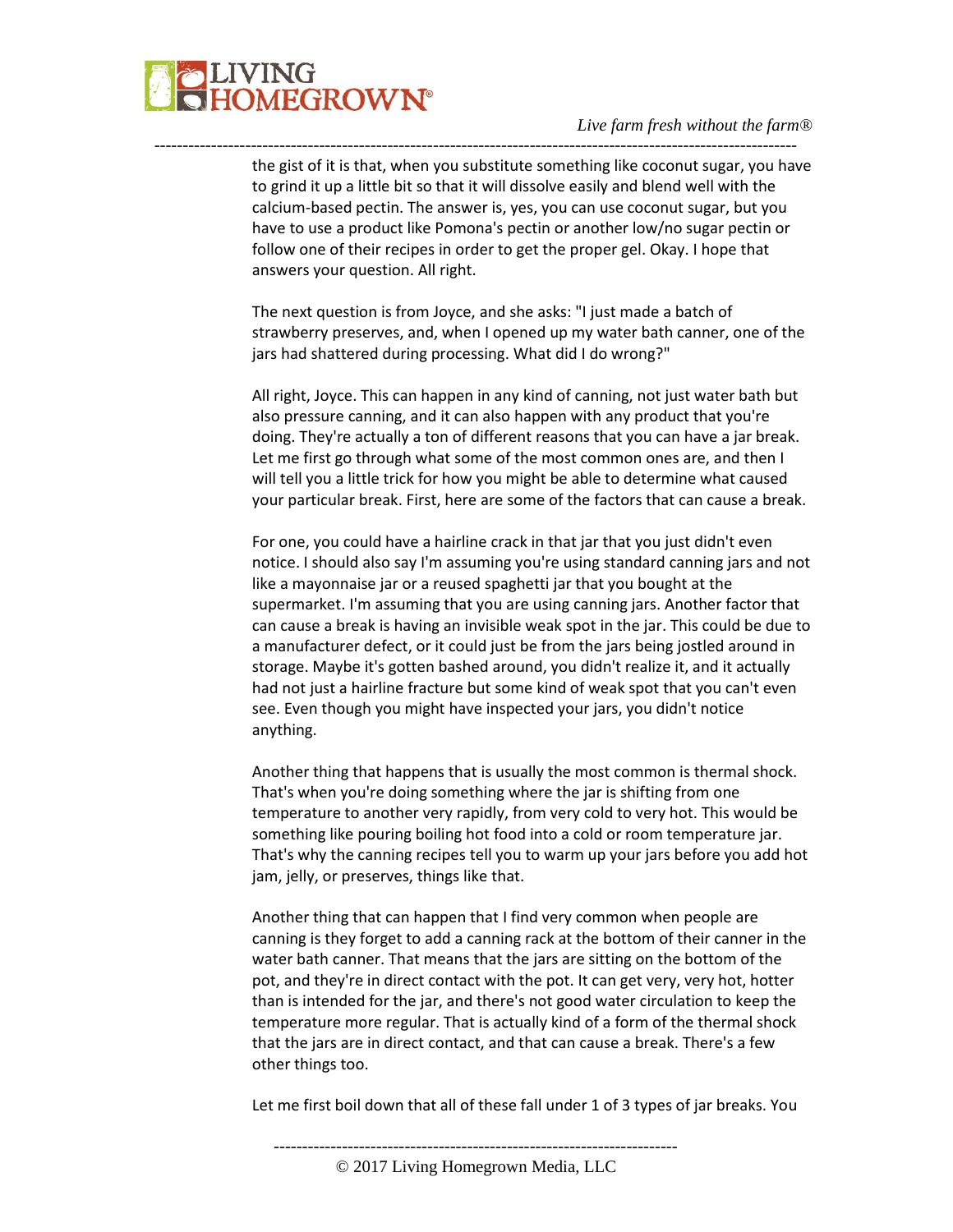the gist of it is that, when you substitute something like coconut sugar, you have to grind it up a little bit so that it will dissolve easily and blend well with the calcium-based pectin. The answer is, yes, you can use coconut sugar, but you have to use a product like Pomona's pectin or another low/no sugar pectin or follow one of their recipes in order to get the proper gel. Okay. I hope that answers your question. All right.

The next question is from Joyce, and she asks: "I just made a batch of strawberry preserves, and, when I opened up my water bath canner, one of the jars had shattered during processing. What did I do wrong?"

All right, Joyce. This can happen in any kind of canning, not just water bath but also pressure canning, and it can also happen with any product that you're doing. They're actually a ton of different reasons that you can have a jar break. Let me first go through what some of the most common ones are, and then I will tell you a little trick for how you might be able to determine what caused your particular break. First, here are some of the factors that can cause a break.

For one, you could have a hairline crack in that jar that you just didn't even notice. I should also say I'm assuming you're using standard canning jars and not like a mayonnaise jar or a reused spaghetti jar that you bought at the supermarket. I'm assuming that you are using canning jars. Another factor that can cause a break is having an invisible weak spot in the jar. This could be due to a manufacturer defect, or it could just be from the jars being jostled around in storage. Maybe it's gotten bashed around, you didn't realize it, and it actually had not just a hairline fracture but some kind of weak spot that you can't even see. Even though you might have inspected your jars, you didn't notice anything.

Another thing that happens that is usually the most common is thermal shock. That's when you're doing something where the jar is shifting from one temperature to another very rapidly, from very cold to very hot. This would be something like pouring boiling hot food into a cold or room temperature jar. That's why the canning recipes tell you to warm up your jars before you add hot jam, jelly, or preserves, things like that.

Another thing that can happen that I find very common when people are canning is they forget to add a canning rack at the bottom of their canner in the water bath canner. That means that the jars are sitting on the bottom of the pot, and they're in direct contact with the pot. It can get very, very hot, hotter than is intended for the jar, and there's not good water circulation to keep the temperature more regular. That is actually kind of a form of the thermal shock that the jars are in direct contact, and that can cause a break. There's a few other things too.

Let me first boil down that all of these fall under 1 of 3 types of jar breaks. You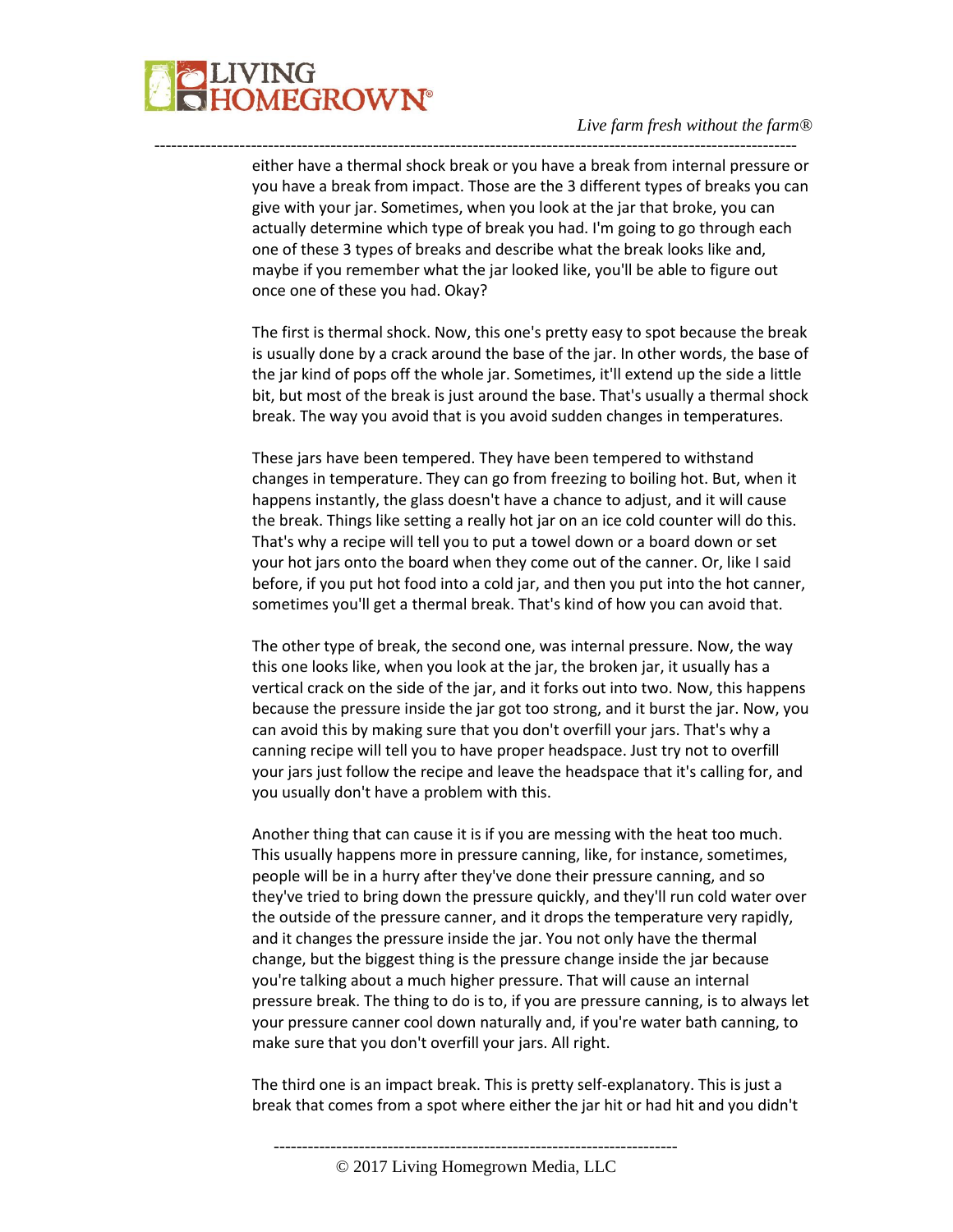either have a thermal shock break or you have a break from internal pressure or you have a break from impact. Those are the 3 different types of breaks you can give with your jar. Sometimes, when you look at the jar that broke, you can actually determine which type of break you had. I'm going to go through each one of these 3 types of breaks and describe what the break looks like and, maybe if you remember what the jar looked like, you'll be able to figure out once one of these you had. Okay?

The first is thermal shock. Now, this one's pretty easy to spot because the break is usually done by a crack around the base of the jar. In other words, the base of the jar kind of pops off the whole jar. Sometimes, it'll extend up the side a little bit, but most of the break is just around the base. That's usually a thermal shock break. The way you avoid that is you avoid sudden changes in temperatures.

These jars have been tempered. They have been tempered to withstand changes in temperature. They can go from freezing to boiling hot. But, when it happens instantly, the glass doesn't have a chance to adjust, and it will cause the break. Things like setting a really hot jar on an ice cold counter will do this. That's why a recipe will tell you to put a towel down or a board down or set your hot jars onto the board when they come out of the canner. Or, like I said before, if you put hot food into a cold jar, and then you put into the hot canner, sometimes you'll get a thermal break. That's kind of how you can avoid that.

The other type of break, the second one, was internal pressure. Now, the way this one looks like, when you look at the jar, the broken jar, it usually has a vertical crack on the side of the jar, and it forks out into two. Now, this happens because the pressure inside the jar got too strong, and it burst the jar. Now, you can avoid this by making sure that you don't overfill your jars. That's why a canning recipe will tell you to have proper headspace. Just try not to overfill your jars just follow the recipe and leave the headspace that it's calling for, and you usually don't have a problem with this.

Another thing that can cause it is if you are messing with the heat too much. This usually happens more in pressure canning, like, for instance, sometimes, people will be in a hurry after they've done their pressure canning, and so they've tried to bring down the pressure quickly, and they'll run cold water over the outside of the pressure canner, and it drops the temperature very rapidly, and it changes the pressure inside the jar. You not only have the thermal change, but the biggest thing is the pressure change inside the jar because you're talking about a much higher pressure. That will cause an internal pressure break. The thing to do is to, if you are pressure canning, is to always let your pressure canner cool down naturally and, if you're water bath canning, to make sure that you don't overfill your jars. All right.

The third one is an impact break. This is pretty self-explanatory. This is just a break that comes from a spot where either the jar hit or had hit and you didn't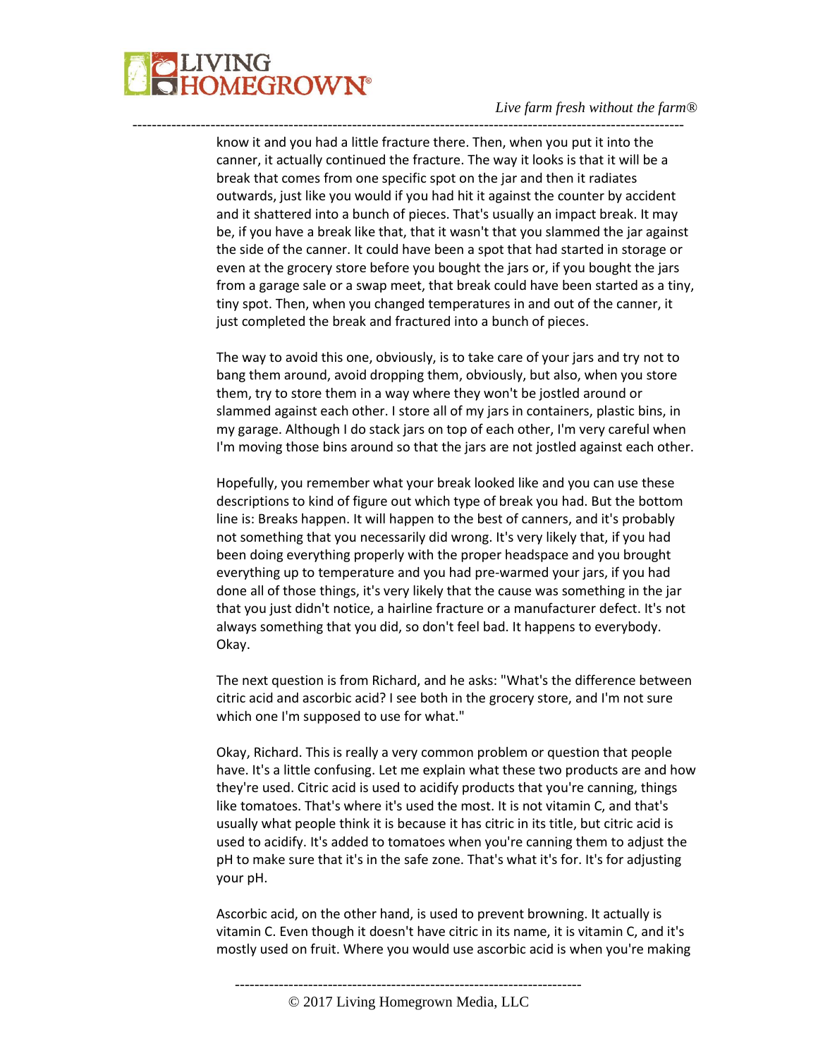know it and you had a little fracture there. Then, when you put it into the canner, it actually continued the fracture. The way it looks is that it will be a break that comes from one specific spot on the jar and then it radiates outwards, just like you would if you had hit it against the counter by accident and it shattered into a bunch of pieces. That's usually an impact break. It may be, if you have a break like that, that it wasn't that you slammed the jar against the side of the canner. It could have been a spot that had started in storage or even at the grocery store before you bought the jars or, if you bought the jars from a garage sale or a swap meet, that break could have been started as a tiny, tiny spot. Then, when you changed temperatures in and out of the canner, it just completed the break and fractured into a bunch of pieces.

The way to avoid this one, obviously, is to take care of your jars and try not to bang them around, avoid dropping them, obviously, but also, when you store them, try to store them in a way where they won't be jostled around or slammed against each other. I store all of my jars in containers, plastic bins, in my garage. Although I do stack jars on top of each other, I'm very careful when I'm moving those bins around so that the jars are not jostled against each other.

Hopefully, you remember what your break looked like and you can use these descriptions to kind of figure out which type of break you had. But the bottom line is: Breaks happen. It will happen to the best of canners, and it's probably not something that you necessarily did wrong. It's very likely that, if you had been doing everything properly with the proper headspace and you brought everything up to temperature and you had pre-warmed your jars, if you had done all of those things, it's very likely that the cause was something in the jar that you just didn't notice, a hairline fracture or a manufacturer defect. It's not always something that you did, so don't feel bad. It happens to everybody. Okay.

The next question is from Richard, and he asks: "What's the difference between citric acid and ascorbic acid? I see both in the grocery store, and I'm not sure which one I'm supposed to use for what."

Okay, Richard. This is really a very common problem or question that people have. It's a little confusing. Let me explain what these two products are and how they're used. Citric acid is used to acidify products that you're canning, things like tomatoes. That's where it's used the most. It is not vitamin C, and that's usually what people think it is because it has citric in its title, but citric acid is used to acidify. It's added to tomatoes when you're canning them to adjust the pH to make sure that it's in the safe zone. That's what it's for. It's for adjusting your pH.

Ascorbic acid, on the other hand, is used to prevent browning. It actually is vitamin C. Even though it doesn't have citric in its name, it is vitamin C, and it's mostly used on fruit. Where you would use ascorbic acid is when you're making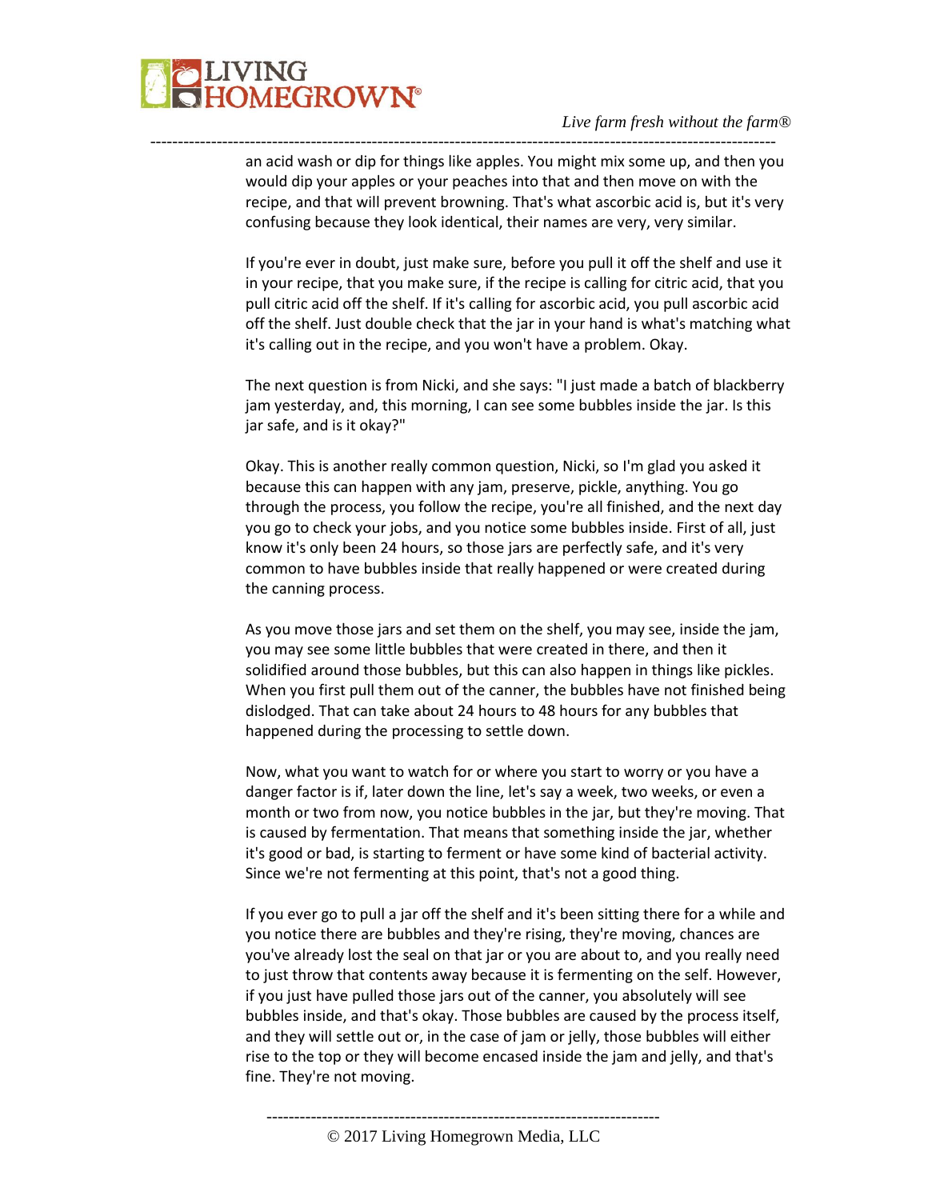an acid wash or dip for things like apples. You might mix some up, and then you would dip your apples or your peaches into that and then move on with the recipe, and that will prevent browning. That's what ascorbic acid is, but it's very confusing because they look identical, their names are very, very similar.

If you're ever in doubt, just make sure, before you pull it off the shelf and use it in your recipe, that you make sure, if the recipe is calling for citric acid, that you pull citric acid off the shelf. If it's calling for ascorbic acid, you pull ascorbic acid off the shelf. Just double check that the jar in your hand is what's matching what it's calling out in the recipe, and you won't have a problem. Okay.

The next question is from Nicki, and she says: "I just made a batch of blackberry jam yesterday, and, this morning, I can see some bubbles inside the jar. Is this jar safe, and is it okay?"

Okay. This is another really common question, Nicki, so I'm glad you asked it because this can happen with any jam, preserve, pickle, anything. You go through the process, you follow the recipe, you're all finished, and the next day you go to check your jobs, and you notice some bubbles inside. First of all, just know it's only been 24 hours, so those jars are perfectly safe, and it's very common to have bubbles inside that really happened or were created during the canning process.

As you move those jars and set them on the shelf, you may see, inside the jam, you may see some little bubbles that were created in there, and then it solidified around those bubbles, but this can also happen in things like pickles. When you first pull them out of the canner, the bubbles have not finished being dislodged. That can take about 24 hours to 48 hours for any bubbles that happened during the processing to settle down.

Now, what you want to watch for or where you start to worry or you have a danger factor is if, later down the line, let's say a week, two weeks, or even a month or two from now, you notice bubbles in the jar, but they're moving. That is caused by fermentation. That means that something inside the jar, whether it's good or bad, is starting to ferment or have some kind of bacterial activity. Since we're not fermenting at this point, that's not a good thing.

If you ever go to pull a jar off the shelf and it's been sitting there for a while and you notice there are bubbles and they're rising, they're moving, chances are you've already lost the seal on that jar or you are about to, and you really need to just throw that contents away because it is fermenting on the self. However, if you just have pulled those jars out of the canner, you absolutely will see bubbles inside, and that's okay. Those bubbles are caused by the process itself, and they will settle out or, in the case of jam or jelly, those bubbles will either rise to the top or they will become encased inside the jam and jelly, and that's fine. They're not moving.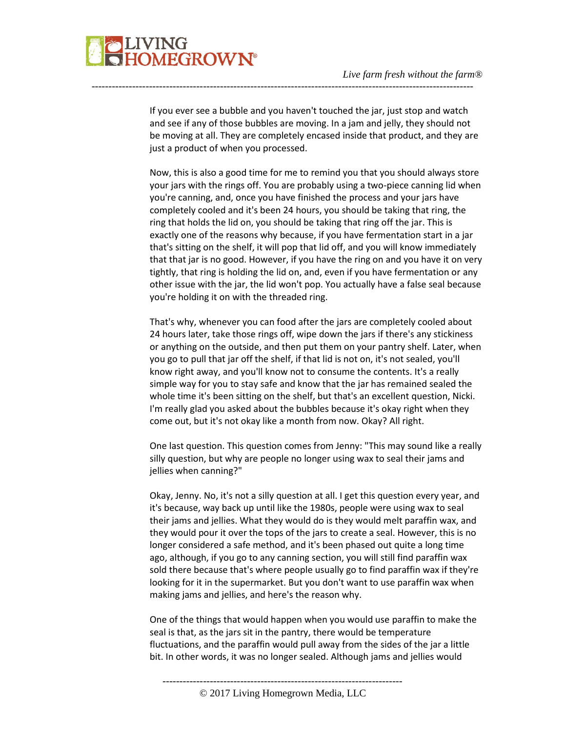If you ever see a bubble and you haven't touched the jar, just stop and watch and see if any of those bubbles are moving. In a jam and jelly, they should not be moving at all. They are completely encased inside that product, and they are just a product of when you processed.

Now, this is also a good time for me to remind you that you should always store your jars with the rings off. You are probably using a two-piece canning lid when you're canning, and, once you have finished the process and your jars have completely cooled and it's been 24 hours, you should be taking that ring, the ring that holds the lid on, you should be taking that ring off the jar. This is exactly one of the reasons why because, if you have fermentation start in a jar that's sitting on the shelf, it will pop that lid off, and you will know immediately that that jar is no good. However, if you have the ring on and you have it on very tightly, that ring is holding the lid on, and, even if you have fermentation or any other issue with the jar, the lid won't pop. You actually have a false seal because you're holding it on with the threaded ring.

That's why, whenever you can food after the jars are completely cooled about 24 hours later, take those rings off, wipe down the jars if there's any stickiness or anything on the outside, and then put them on your pantry shelf. Later, when you go to pull that jar off the shelf, if that lid is not on, it's not sealed, you'll know right away, and you'll know not to consume the contents. It's a really simple way for you to stay safe and know that the jar has remained sealed the whole time it's been sitting on the shelf, but that's an excellent question, Nicki. I'm really glad you asked about the bubbles because it's okay right when they come out, but it's not okay like a month from now. Okay? All right.

One last question. This question comes from Jenny: "This may sound like a really silly question, but why are people no longer using wax to seal their jams and jellies when canning?"

Okay, Jenny. No, it's not a silly question at all. I get this question every year, and it's because, way back up until like the 1980s, people were using wax to seal their jams and jellies. What they would do is they would melt paraffin wax, and they would pour it over the tops of the jars to create a seal. However, this is no longer considered a safe method, and it's been phased out quite a long time ago, although, if you go to any canning section, you will still find paraffin wax sold there because that's where people usually go to find paraffin wax if they're looking for it in the supermarket. But you don't want to use paraffin wax when making jams and jellies, and here's the reason why.

One of the things that would happen when you would use paraffin to make the seal is that, as the jars sit in the pantry, there would be temperature fluctuations, and the paraffin would pull away from the sides of the jar a little bit. In other words, it was no longer sealed. Although jams and jellies would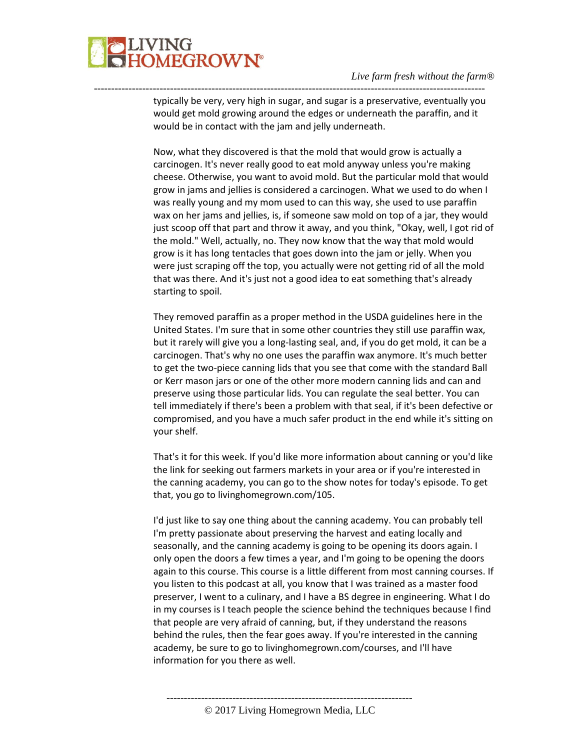typically be very, very high in sugar, and sugar is a preservative, eventually you would get mold growing around the edges or underneath the paraffin, and it would be in contact with the jam and jelly underneath.

Now, what they discovered is that the mold that would grow is actually a carcinogen. It's never really good to eat mold anyway unless you're making cheese. Otherwise, you want to avoid mold. But the particular mold that would grow in jams and jellies is considered a carcinogen. What we used to do when I was really young and my mom used to can this way, she used to use paraffin wax on her jams and jellies, is, if someone saw mold on top of a jar, they would just scoop off that part and throw it away, and you think, "Okay, well, I got rid of the mold." Well, actually, no. They now know that the way that mold would grow is it has long tentacles that goes down into the jam or jelly. When you were just scraping off the top, you actually were not getting rid of all the mold that was there. And it's just not a good idea to eat something that's already starting to spoil.

They removed paraffin as a proper method in the USDA guidelines here in the United States. I'm sure that in some other countries they still use paraffin wax, but it rarely will give you a long-lasting seal, and, if you do get mold, it can be a carcinogen. That's why no one uses the paraffin wax anymore. It's much better to get the two-piece canning lids that you see that come with the standard Ball or Kerr mason jars or one of the other more modern canning lids and can and preserve using those particular lids. You can regulate the seal better. You can tell immediately if there's been a problem with that seal, if it's been defective or compromised, and you have a much safer product in the end while it's sitting on your shelf.

That's it for this week. If you'd like more information about canning or you'd like the link for seeking out farmers markets in your area or if you're interested in the canning academy, you can go to the show notes for today's episode. To get that, you go to livinghomegrown.com/105.

I'd just like to say one thing about the canning academy. You can probably tell I'm pretty passionate about preserving the harvest and eating locally and seasonally, and the canning academy is going to be opening its doors again. I only open the doors a few times a year, and I'm going to be opening the doors again to this course. This course is a little different from most canning courses. If you listen to this podcast at all, you know that I was trained as a master food preserver, I went to a culinary, and I have a BS degree in engineering. What I do in my courses is I teach people the science behind the techniques because I find that people are very afraid of canning, but, if they understand the reasons behind the rules, then the fear goes away. If you're interested in the canning academy, be sure to go to livinghomegrown.com/courses, and I'll have information for you there as well.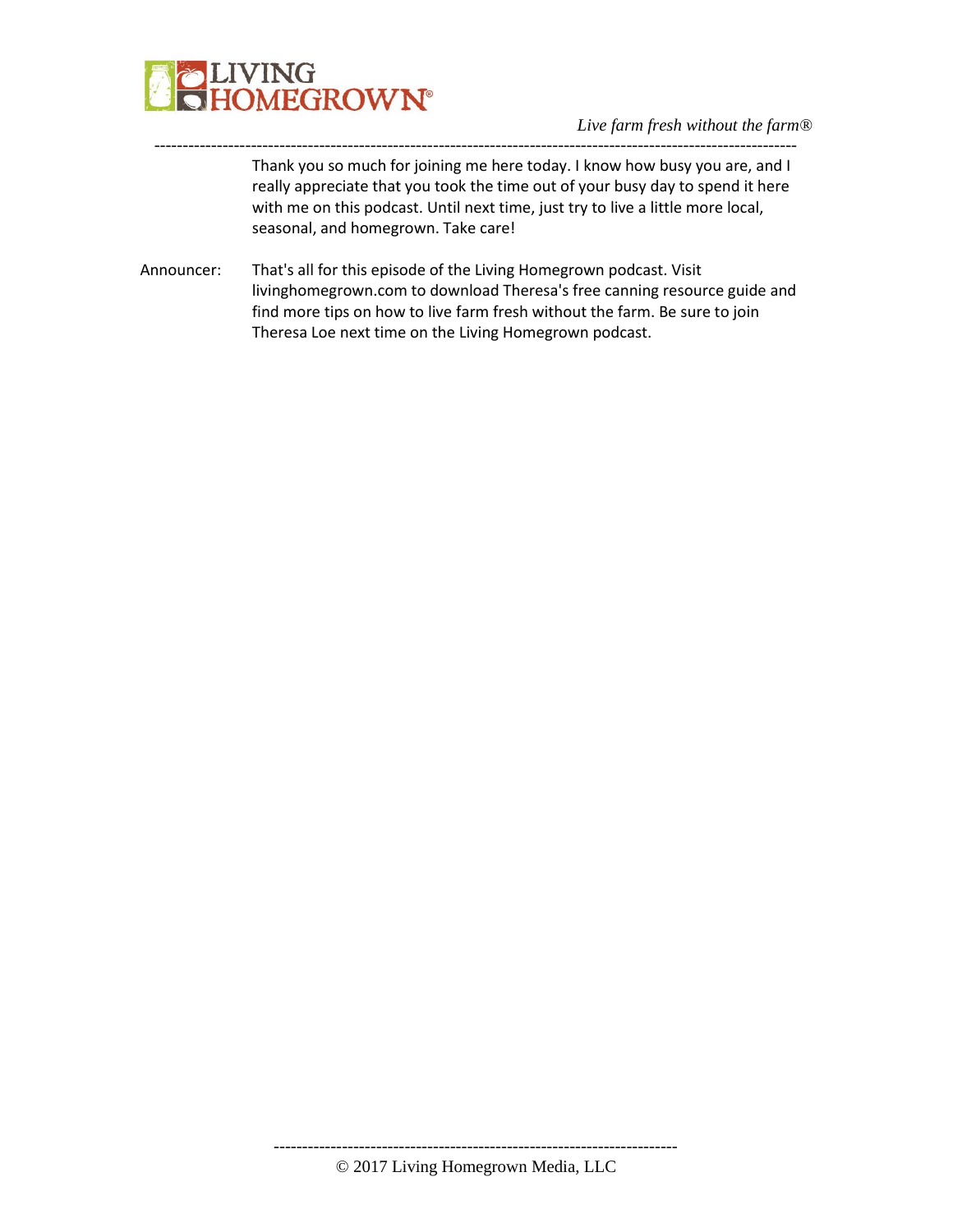Thank you so much for joining me here today. I know how busy you are, and I really appreciate that you took the time out of your busy day to spend it here with me on this podcast. Until next time, just try to live a little more local, seasonal, and homegrown. Take care!

Announcer: That's all for this episode of the Living Homegrown podcast. Visit livinghomegrown.com to download Theresa's free canning resource guide and find more tips on how to live farm fresh without the farm. Be sure to join Theresa Loe next time on the Living Homegrown podcast.